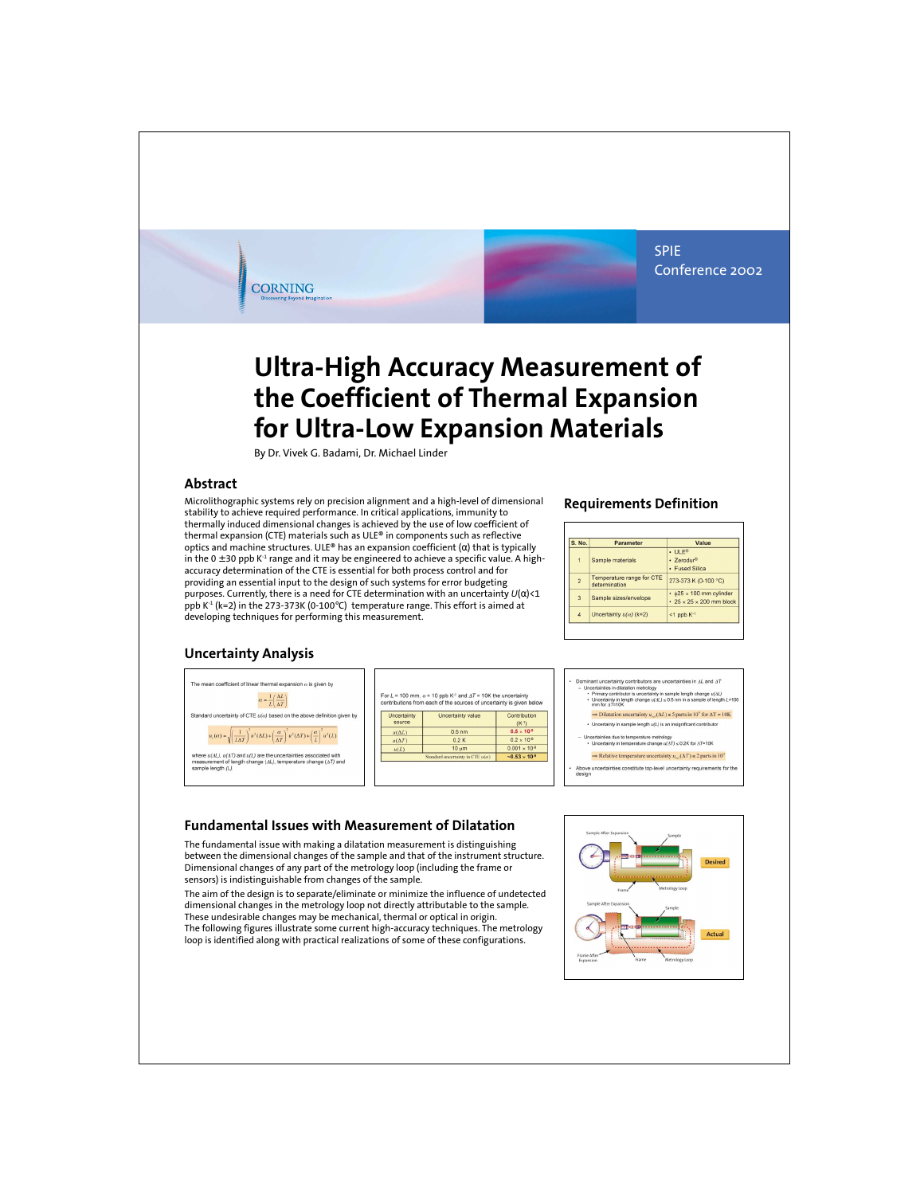SPIE Conference 2002

# Ultra-High Accuracy Measurement of the Coefficient of Thermal Expansion for Ultra-Low Expansion Materials

By Dr. Vivek G. Badami, Dr. Michael Linder

## Abstract

Microlithographic systems rely on precision alignment and a high-level of dimensional stability to achieve required performance. In critical applications, immunity to thermally induced dimensional changes is achieved by the use of low coefficient of thermal expansion (CTE) materials such as ULE® in components such as reflective optics and machine structures. ULE® has an expansion coefficient (α) that is typically in the 0 ±30 ppb K$^{-1}$ range and it may be engineered to achieve a specific value. A high-accuracy determination of the CTE is essential for both process control and for providing an essential input to the design of such systems for error budgeting purposes. Currently, there is a need for CTE determination with an uncertainty $U(\alpha)<1$ ppb K$^{-1}$ (k=2) in the 273-373K (0-100°C) temperature range. This effort is aimed at developing techniques for performing this measurement.

## Requirements Definition

| S. No. | Parameter | Value |
|---|---|---|
| 1 | Sample materials | • ULE® • Zerodur® • Fused Silica |
| 2 | Temperature range for CTE determination | 273-373 K (0-100 °C) |
| 3 | Sample sizes/envelope | • ϕ25 × 100 mm cylinder • 25 × 25 × 200 mm block |
| 4 | Uncertainty $u(\alpha)$ (k=2) | <1 ppb K$^{-1}$ |

## Uncertainty Analysis

The mean coefficient of linear thermal expansion $\alpha$ is given by

$$\alpha = \frac{1}{L}\left(\frac{\Delta L}{\Delta T}\right)$$

Standard uncertainty of CTE $u(\alpha)$ based on the above definition given by

$$u_c(\alpha) = \sqrt{\left(\frac{1}{L\Delta T}\right)^2 u^2(\Delta L) + \left(\frac{\alpha}{\Delta T}\right)^2 u^2(\Delta T) + \left(\frac{\alpha}{L}\right)^2 u^2(L)}$$

where $u(\Delta L)$, $u(\Delta T)$ and $u(L)$ are the uncertainties associated with measurement of length change ($\Delta L$), temperature change ($\Delta T$) and sample length ($L$).

For $L$ = 100 mm, $\alpha$ = 10 ppb K$^{-1}$ and $\Delta T$ = 10K the uncertainty contributions from each of the sources of uncertainty is given below

| Uncertainty source | Uncertainty value | Contribution (K$^{-1}$) |
|---|---|---|
| $u(\Delta L)$ | 0.5 nm | $0.5 \times 10^{-9}$ |
| $u(\Delta T)$ | 0.2 K | $0.2 \times 10^{-9}$ |
| $u(L)$ | 10 µm | $0.001 \times 10^{-9}$ |
| Standard uncertainty in CTE $u(\alpha)$ | | $\sim 0.53 \times 10^{-9}$ |

- Dominant uncertainty contributors are uncertainties in $\Delta L$ and $\Delta T$
  - Uncertainties in dilatation metrology
    - Primary contributor is uncertainty in sample length change $u(\Delta L)$
    - Uncertainty in length change $u(\Delta L) \leq 0.5$ nm in a sample of length $L$=100 mm for $\Delta T$=10K

    ⇒ Dilatation uncertainty $u_{rel}(\Delta L) \approx 5$ parts in $10^7$ for $\Delta T = 10$K

    - Uncertainty in sample length $u(L)$ is an insignificant contributor
  - Uncertainties due to temperature metrology
    - Uncertainty in temperature change $u(\Delta T) \leq 0.2$K for $\Delta T$=10K

    ⇒ Relative temperature uncertainty $u_{rel}(\Delta T) \approx 2$ parts in $10^2$
- Above uncertainties constitute top-level uncertainty requirements for the design

## Fundamental Issues with Measurement of Dilatation

The fundamental issue with making a dilatation measurement is distinguishing between the dimensional changes of the sample and that of the instrument structure. Dimensional changes of any part of the metrology loop (including the frame or sensors) is indistinguishable from changes of the sample.

The aim of the design is to separate/eliminate or minimize the influence of undetected dimensional changes in the metrology loop not directly attributable to the sample. These undesirable changes may be mechanical, thermal or optical in origin.

The following figures illustrate some current high-accuracy techniques. The metrology loop is identified along with practical realizations of some of these configurations.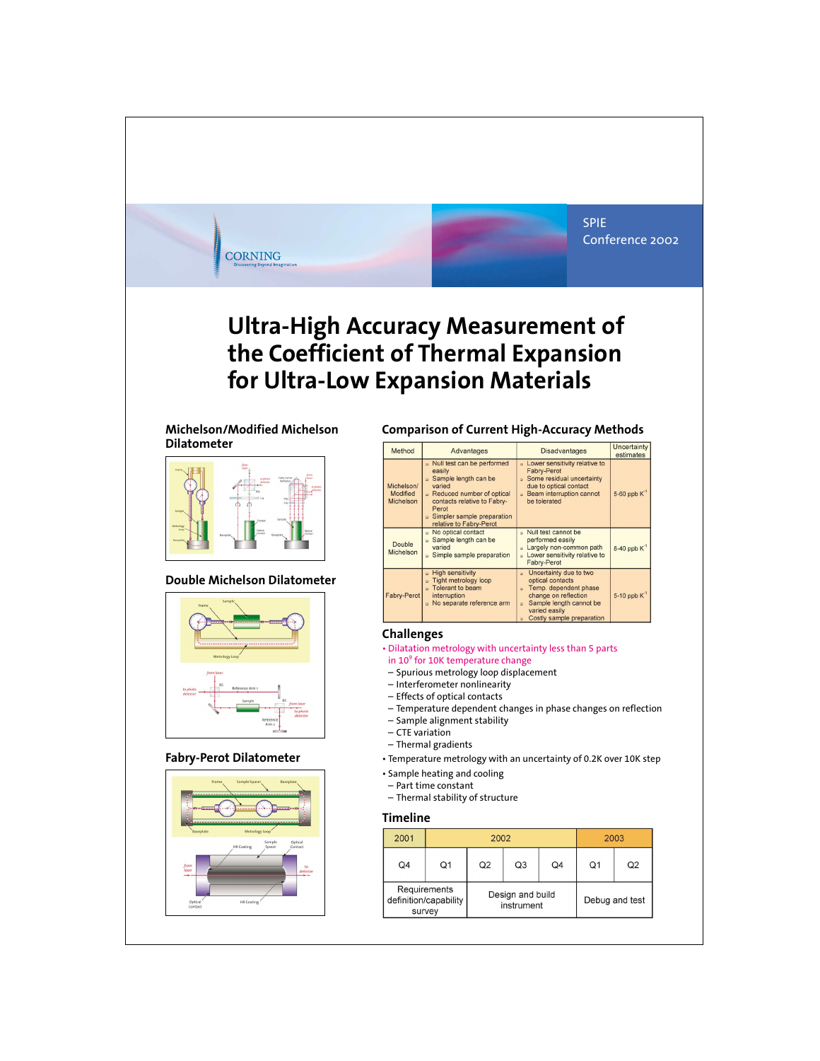CORNING
Discovering Beyond Imagination

SPIE
Conference 2002

# Ultra-High Accuracy Measurement of the Coefficient of Thermal Expansion for Ultra-Low Expansion Materials

## Michelson/Modified Michelson Dilatometer

## Double Michelson Dilatometer

## Fabry-Perot Dilatometer

## Comparison of Current High-Accuracy Methods

| Method | Advantages | Disadvantages | Uncertainty estimates |
|---|---|---|---|
| Michelson/ Modified Michelson | Null test can be performed easily; Sample length can be varied; Reduced number of optical contacts relative to Fabry-Perot; Simpler sample preparation relative to Fabry-Perot | Lower sensitivity relative to Fabry-Perot; Some residual uncertainty due to optical contact; Beam interruption cannot be tolerated | 5-60 ppb $K^{-1}$ |
| Double Michelson | No optical contact; Sample length can be varied; Simple sample preparation | Null test cannot be performed easily; Largely non-common path; Lower sensitivity relative to Fabry-Perot | 8-40 ppb $K^{-1}$ |
| Fabry-Perot | High sensitivity; Tight metrology loop; Tolerant to beam interruption; No separate reference arm | Uncertainty due to two optical contacts; Temp. dependent phase change on reflection; Sample length cannot be varied easily; Costly sample preparation | 5-10 ppb $K^{-1}$ |

## Challenges

- Dilatation metrology with uncertainty less than 5 parts in $10^9$ for 10K temperature change
  - Spurious metrology loop displacement
  - Interferometer nonlinearity
  - Effects of optical contacts
  - Temperature dependent changes in phase changes on reflection
  - Sample alignment stability
  - CTE variation
  - Thermal gradients
- Temperature metrology with an uncertainty of 0.2K over 10K step
- Sample heating and cooling
  - Part time constant
  - Thermal stability of structure

## Timeline

| 2001 | 2002 | | | | 2003 | |
|---|---|---|---|---|---|---|
| Q4 | Q1 | Q2 | Q3 | Q4 | Q1 | Q2 |
| Requirements definition/capability survey | Design and build instrument | | | | Debug and test | |